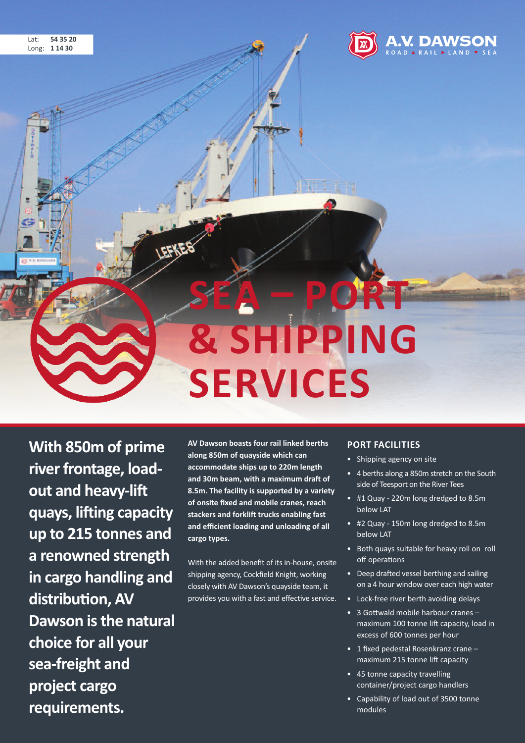Lat: **54 35 20**
Long: **1 14 30**

A.V. DAWSON
ROAD ▲ RAIL ▶ LAND ▼ SEA

# SEA – PORT & SHIPPING SERVICES

**With 850m of prime river frontage, load-out and heavy-lift quays, lifting capacity up to 215 tonnes and a renowned strength in cargo handling and distribution, AV Dawson is the natural choice for all your sea-freight and project cargo requirements.**

**AV Dawson boasts four rail linked berths along 850m of quayside which can accommodate ships up to 220m length and 30m beam, with a maximum draft of 8.5m. The facility is supported by a variety of onsite fixed and mobile cranes, reach stackers and forklift trucks enabling fast and efficient loading and unloading of all cargo types.**

With the added benefit of its in-house, onsite shipping agency, Cockfield Knight, working closely with AV Dawson's quayside team, it provides you with a fast and effective service.

## PORT FACILITIES

- Shipping agency on site
- 4 berths along a 850m stretch on the South side of Teesport on the River Tees
- #1 Quay - 220m long dredged to 8.5m below LAT
- #2 Quay - 150m long dredged to 8.5m below LAT
- Both quays suitable for heavy roll on roll off operations
- Deep drafted vessel berthing and sailing on a 4 hour window over each high water
- Lock-free river berth avoiding delays
- 3 Gottwald mobile harbour cranes – maximum 100 tonne lift capacity, load in excess of 600 tonnes per hour
- 1 fixed pedestal Rosenkranz crane – maximum 215 tonne lift capacity
- 45 tonne capacity travelling container/project cargo handlers
- Capability of load out of 3500 tonne modules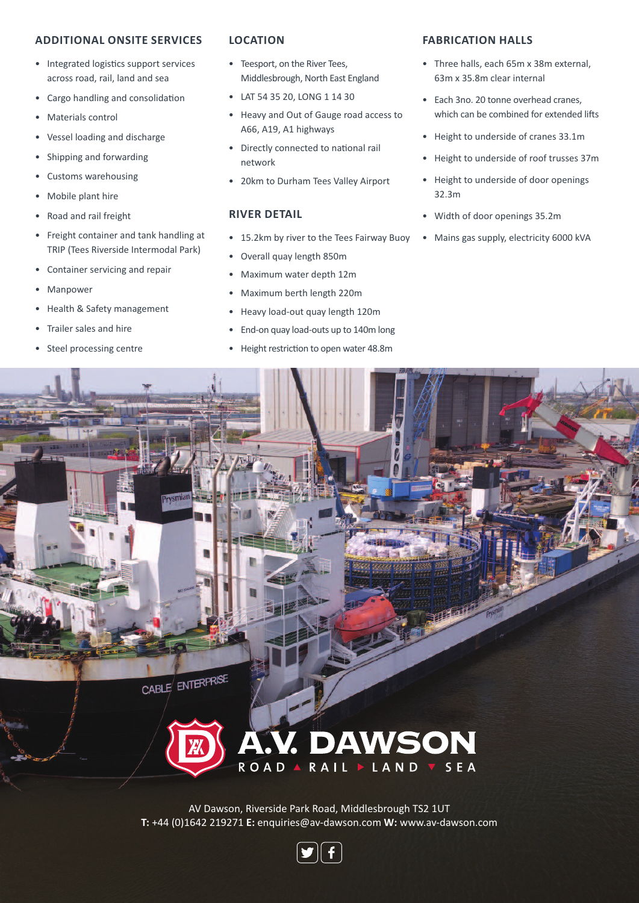## ADDITIONAL ONSITE SERVICES

- Integrated logistics support services across road, rail, land and sea
- Cargo handling and consolidation
- Materials control
- Vessel loading and discharge
- Shipping and forwarding
- Customs warehousing
- Mobile plant hire
- Road and rail freight
- Freight container and tank handling at TRIP (Tees Riverside Intermodal Park)
- Container servicing and repair
- Manpower
- Health & Safety management
- Trailer sales and hire
- Steel processing centre

## LOCATION

- Teesport, on the River Tees, Middlesbrough, North East England
- LAT 54 35 20, LONG 1 14 30
- Heavy and Out of Gauge road access to A66, A19, A1 highways
- Directly connected to national rail network
- 20km to Durham Tees Valley Airport

## RIVER DETAIL

- 15.2km by river to the Tees Fairway Buoy
- Overall quay length 850m
- Maximum water depth 12m
- Maximum berth length 220m
- Heavy load-out quay length 120m
- End-on quay load-outs up to 140m long
- Height restriction to open water 48.8m

## FABRICATION HALLS

- Three halls, each 65m x 38m external, 63m x 35.8m clear internal
- Each 3no. 20 tonne overhead cranes, which can be combined for extended lifts
- Height to underside of cranes 33.1m
- Height to underside of roof trusses 37m
- Height to underside of door openings 32.3m
- Width of door openings 35.2m
- Mains gas supply, electricity 6000 kVA

A.V. DAWSON
ROAD ▲ RAIL ▶ LAND ▼ SEA

AV Dawson, Riverside Park Road, Middlesbrough TS2 1UT
**T:** +44 (0)1642 219271 **E:** enquiries@av-dawson.com **W:** www.av-dawson.com